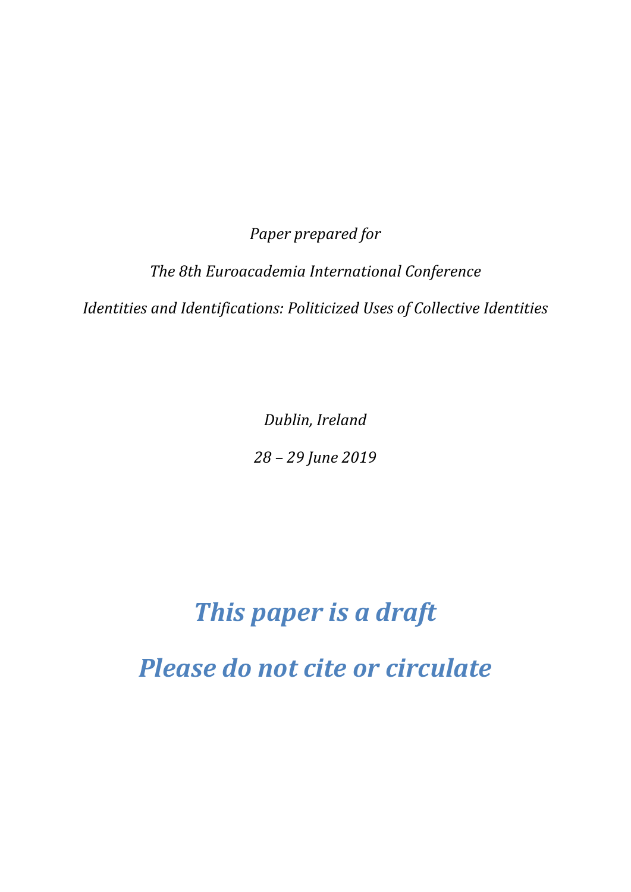*Paper prepared for*

*The 8th Euroacademia International Conference*

*Identities and Identifications: Politicized Uses of Collective Identities*

*Dublin, Ireland*

*28 – 29 June 2019*

***This paper is a draft***

***Please do not cite or circulate***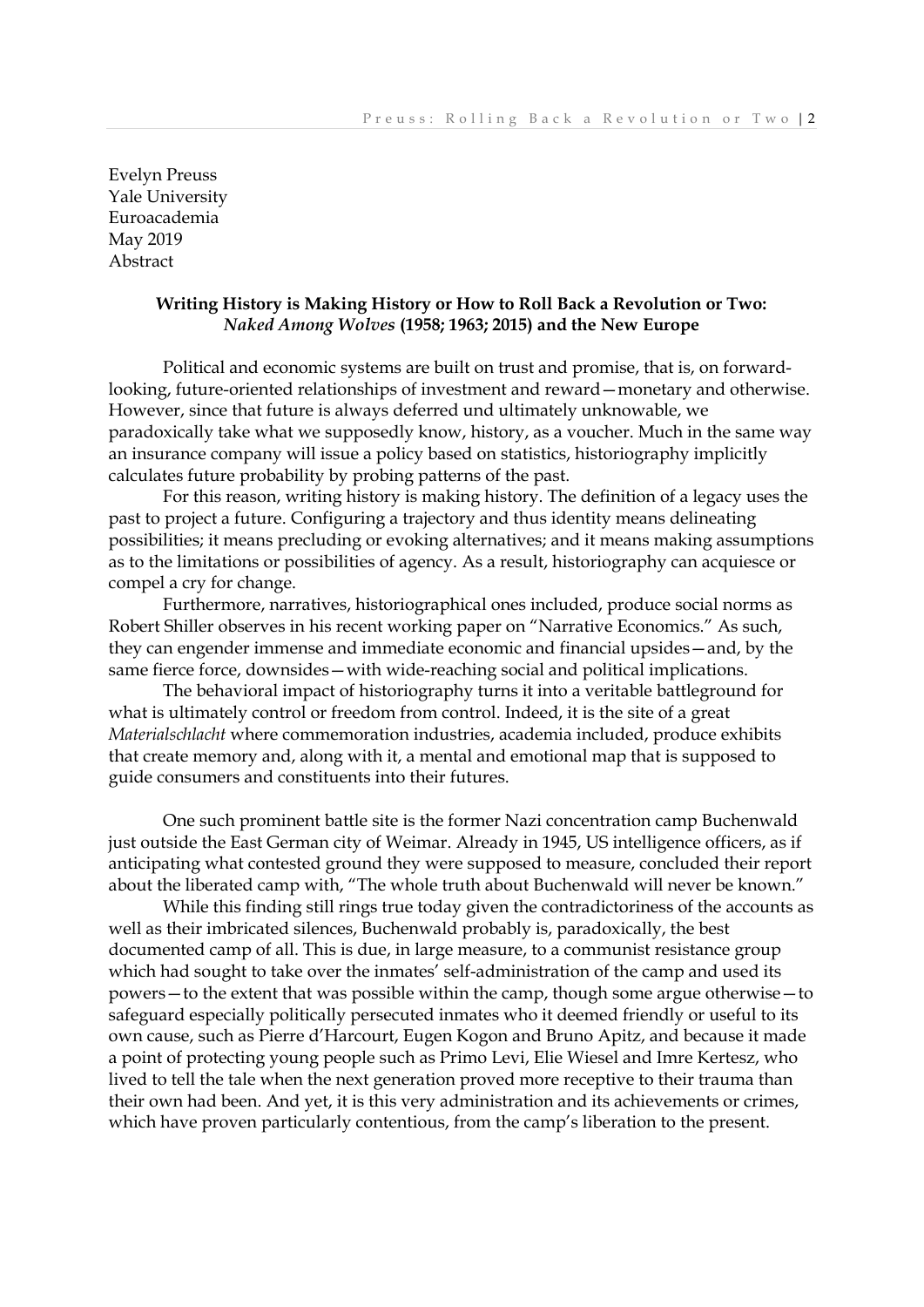Evelyn Preuss
Yale University
Euroacademia
May 2019
Abstract

**Writing History is Making History or How to Roll Back a Revolution or Two:**
***Naked Among Wolves* (1958; 1963; 2015) and the New Europe**

Political and economic systems are built on trust and promise, that is, on forward-looking, future-oriented relationships of investment and reward—monetary and otherwise. However, since that future is always deferred und ultimately unknowable, we paradoxically take what we supposedly know, history, as a voucher. Much in the same way an insurance company will issue a policy based on statistics, historiography implicitly calculates future probability by probing patterns of the past.

For this reason, writing history is making history. The definition of a legacy uses the past to project a future. Configuring a trajectory and thus identity means delineating possibilities; it means precluding or evoking alternatives; and it means making assumptions as to the limitations or possibilities of agency. As a result, historiography can acquiesce or compel a cry for change.

Furthermore, narratives, historiographical ones included, produce social norms as Robert Shiller observes in his recent working paper on "Narrative Economics." As such, they can engender immense and immediate economic and financial upsides—and, by the same fierce force, downsides—with wide-reaching social and political implications.

The behavioral impact of historiography turns it into a veritable battleground for what is ultimately control or freedom from control. Indeed, it is the site of a great *Materialschlacht* where commemoration industries, academia included, produce exhibits that create memory and, along with it, a mental and emotional map that is supposed to guide consumers and constituents into their futures.

One such prominent battle site is the former Nazi concentration camp Buchenwald just outside the East German city of Weimar. Already in 1945, US intelligence officers, as if anticipating what contested ground they were supposed to measure, concluded their report about the liberated camp with, "The whole truth about Buchenwald will never be known."

While this finding still rings true today given the contradictoriness of the accounts as well as their imbricated silences, Buchenwald probably is, paradoxically, the best documented camp of all. This is due, in large measure, to a communist resistance group which had sought to take over the inmates' self-administration of the camp and used its powers—to the extent that was possible within the camp, though some argue otherwise—to safeguard especially politically persecuted inmates who it deemed friendly or useful to its own cause, such as Pierre d'Harcourt, Eugen Kogon and Bruno Apitz, and because it made a point of protecting young people such as Primo Levi, Elie Wiesel and Imre Kertesz, who lived to tell the tale when the next generation proved more receptive to their trauma than their own had been. And yet, it is this very administration and its achievements or crimes, which have proven particularly contentious, from the camp's liberation to the present.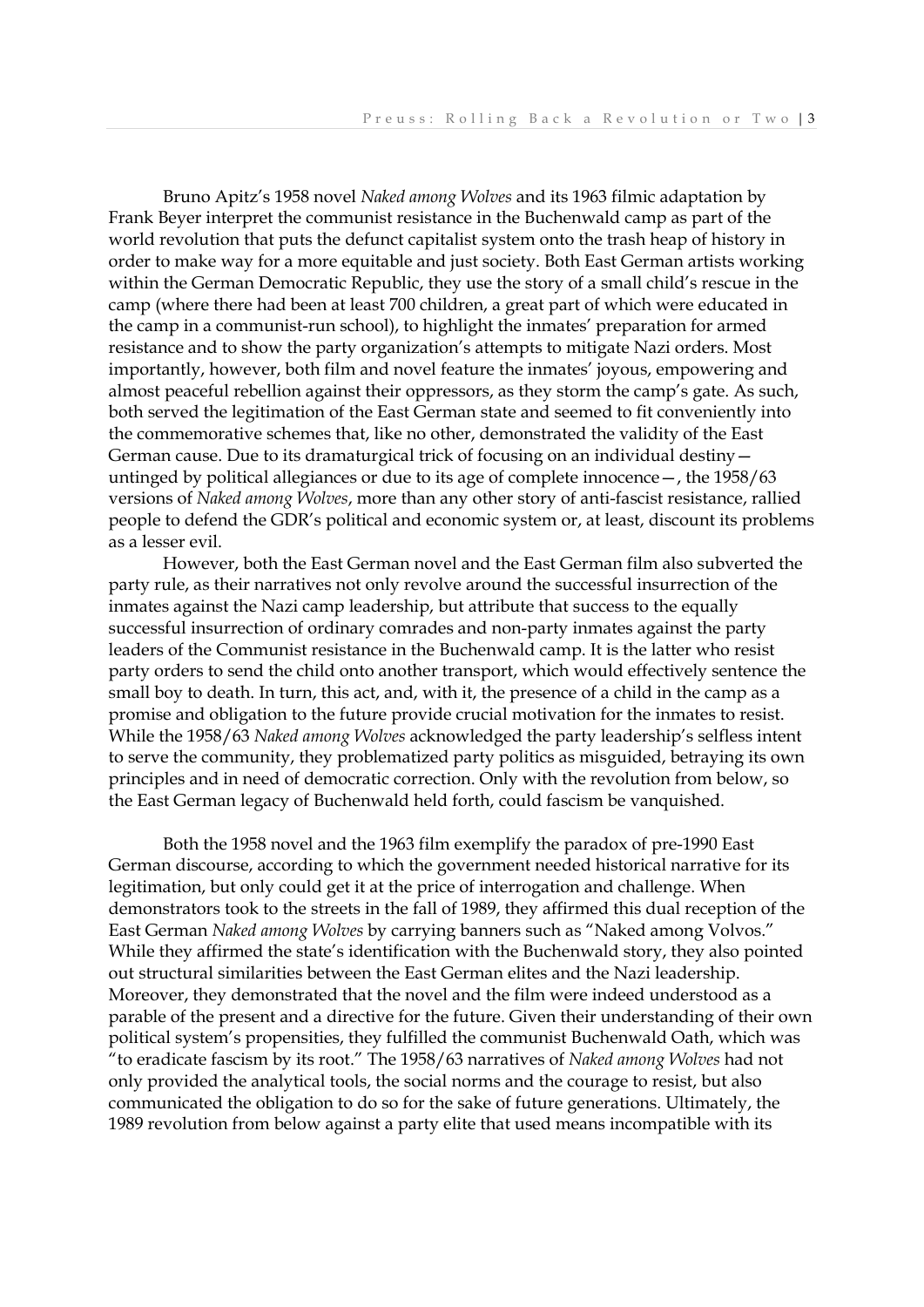Bruno Apitz's 1958 novel *Naked among Wolves* and its 1963 filmic adaptation by Frank Beyer interpret the communist resistance in the Buchenwald camp as part of the world revolution that puts the defunct capitalist system onto the trash heap of history in order to make way for a more equitable and just society. Both East German artists working within the German Democratic Republic, they use the story of a small child's rescue in the camp (where there had been at least 700 children, a great part of which were educated in the camp in a communist-run school), to highlight the inmates' preparation for armed resistance and to show the party organization's attempts to mitigate Nazi orders. Most importantly, however, both film and novel feature the inmates' joyous, empowering and almost peaceful rebellion against their oppressors, as they storm the camp's gate. As such, both served the legitimation of the East German state and seemed to fit conveniently into the commemorative schemes that, like no other, demonstrated the validity of the East German cause. Due to its dramaturgical trick of focusing on an individual destiny—untinged by political allegiances or due to its age of complete innocence—, the 1958/63 versions of *Naked among Wolves*, more than any other story of anti-fascist resistance, rallied people to defend the GDR's political and economic system or, at least, discount its problems as a lesser evil.

However, both the East German novel and the East German film also subverted the party rule, as their narratives not only revolve around the successful insurrection of the inmates against the Nazi camp leadership, but attribute that success to the equally successful insurrection of ordinary comrades and non-party inmates against the party leaders of the Communist resistance in the Buchenwald camp. It is the latter who resist party orders to send the child onto another transport, which would effectively sentence the small boy to death. In turn, this act, and, with it, the presence of a child in the camp as a promise and obligation to the future provide crucial motivation for the inmates to resist. While the 1958/63 *Naked among Wolves* acknowledged the party leadership's selfless intent to serve the community, they problematized party politics as misguided, betraying its own principles and in need of democratic correction. Only with the revolution from below, so the East German legacy of Buchenwald held forth, could fascism be vanquished.

Both the 1958 novel and the 1963 film exemplify the paradox of pre-1990 East German discourse, according to which the government needed historical narrative for its legitimation, but only could get it at the price of interrogation and challenge. When demonstrators took to the streets in the fall of 1989, they affirmed this dual reception of the East German *Naked among Wolves* by carrying banners such as "Naked among Volvos." While they affirmed the state's identification with the Buchenwald story, they also pointed out structural similarities between the East German elites and the Nazi leadership. Moreover, they demonstrated that the novel and the film were indeed understood as a parable of the present and a directive for the future. Given their understanding of their own political system's propensities, they fulfilled the communist Buchenwald Oath, which was "to eradicate fascism by its root." The 1958/63 narratives of *Naked among Wolves* had not only provided the analytical tools, the social norms and the courage to resist, but also communicated the obligation to do so for the sake of future generations. Ultimately, the 1989 revolution from below against a party elite that used means incompatible with its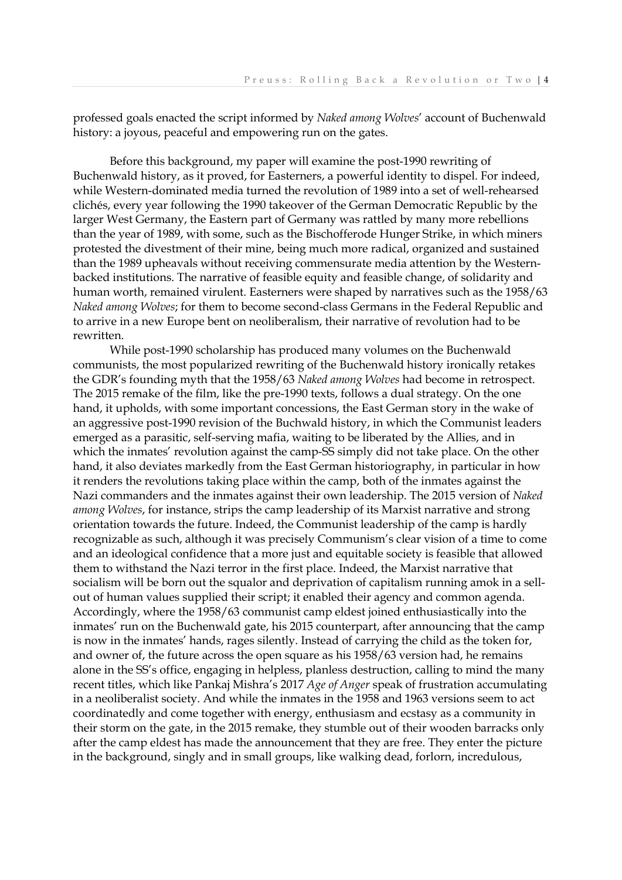professed goals enacted the script informed by *Naked among Wolves*' account of Buchenwald history: a joyous, peaceful and empowering run on the gates.

Before this background, my paper will examine the post-1990 rewriting of Buchenwald history, as it proved, for Easterners, a powerful identity to dispel. For indeed, while Western-dominated media turned the revolution of 1989 into a set of well-rehearsed clichés, every year following the 1990 takeover of the German Democratic Republic by the larger West Germany, the Eastern part of Germany was rattled by many more rebellions than the year of 1989, with some, such as the Bischofferode Hunger Strike, in which miners protested the divestment of their mine, being much more radical, organized and sustained than the 1989 upheavals without receiving commensurate media attention by the Western-backed institutions. The narrative of feasible equity and feasible change, of solidarity and human worth, remained virulent. Easterners were shaped by narratives such as the 1958/63 *Naked among Wolves*; for them to become second-class Germans in the Federal Republic and to arrive in a new Europe bent on neoliberalism, their narrative of revolution had to be rewritten.

While post-1990 scholarship has produced many volumes on the Buchenwald communists, the most popularized rewriting of the Buchenwald history ironically retakes the GDR's founding myth that the 1958/63 *Naked among Wolves* had become in retrospect. The 2015 remake of the film, like the pre-1990 texts, follows a dual strategy. On the one hand, it upholds, with some important concessions, the East German story in the wake of an aggressive post-1990 revision of the Buchwald history, in which the Communist leaders emerged as a parasitic, self-serving mafia, waiting to be liberated by the Allies, and in which the inmates' revolution against the camp-SS simply did not take place. On the other hand, it also deviates markedly from the East German historiography, in particular in how it renders the revolutions taking place within the camp, both of the inmates against the Nazi commanders and the inmates against their own leadership. The 2015 version of *Naked among Wolves*, for instance, strips the camp leadership of its Marxist narrative and strong orientation towards the future. Indeed, the Communist leadership of the camp is hardly recognizable as such, although it was precisely Communism's clear vision of a time to come and an ideological confidence that a more just and equitable society is feasible that allowed them to withstand the Nazi terror in the first place. Indeed, the Marxist narrative that socialism will be born out the squalor and deprivation of capitalism running amok in a sell-out of human values supplied their script; it enabled their agency and common agenda. Accordingly, where the 1958/63 communist camp eldest joined enthusiastically into the inmates' run on the Buchenwald gate, his 2015 counterpart, after announcing that the camp is now in the inmates' hands, rages silently. Instead of carrying the child as the token for, and owner of, the future across the open square as his 1958/63 version had, he remains alone in the SS's office, engaging in helpless, planless destruction, calling to mind the many recent titles, which like Pankaj Mishra's 2017 *Age of Anger* speak of frustration accumulating in a neoliberalist society. And while the inmates in the 1958 and 1963 versions seem to act coordinatedly and come together with energy, enthusiasm and ecstasy as a community in their storm on the gate, in the 2015 remake, they stumble out of their wooden barracks only after the camp eldest has made the announcement that they are free. They enter the picture in the background, singly and in small groups, like walking dead, forlorn, incredulous,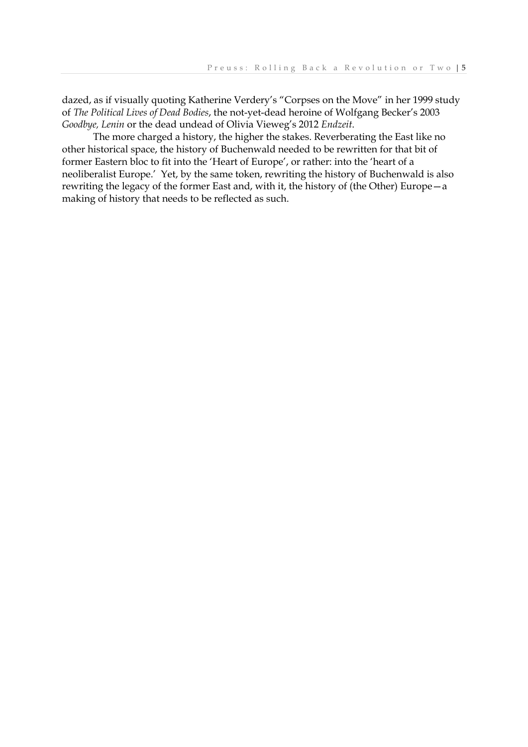dazed, as if visually quoting Katherine Verdery's "Corpses on the Move" in her 1999 study of *The Political Lives of Dead Bodies*, the not-yet-dead heroine of Wolfgang Becker's 2003 *Goodbye, Lenin* or the dead undead of Olivia Vieweg's 2012 *Endzeit*.

The more charged a history, the higher the stakes. Reverberating the East like no other historical space, the history of Buchenwald needed to be rewritten for that bit of former Eastern bloc to fit into the 'Heart of Europe', or rather: into the 'heart of a neoliberalist Europe.' Yet, by the same token, rewriting the history of Buchenwald is also rewriting the legacy of the former East and, with it, the history of (the Other) Europe—a making of history that needs to be reflected as such.